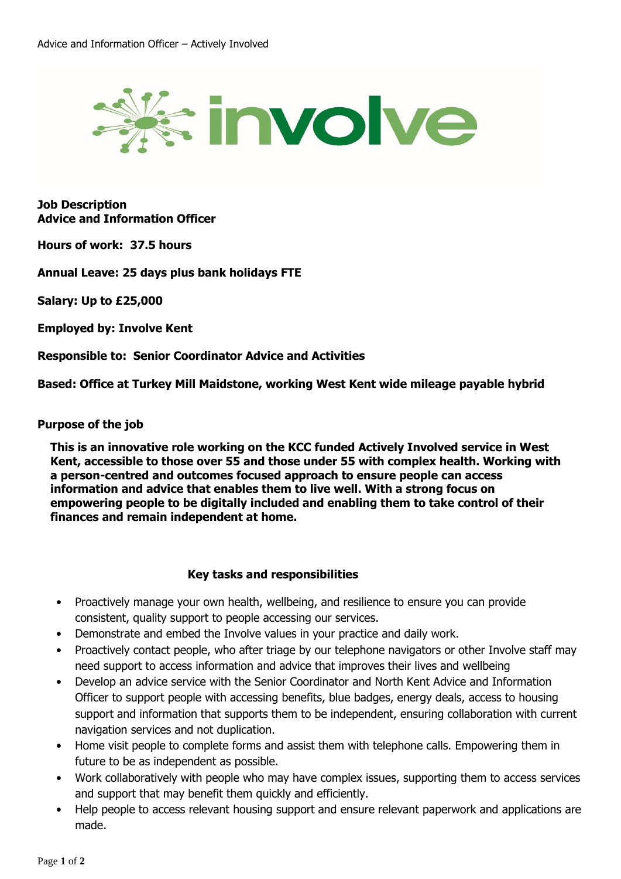**Job Description**
**Advice and Information Officer**

**Hours of work: 37.5 hours**

**Annual Leave: 25 days plus bank holidays FTE**

**Salary: Up to £25,000**

**Employed by: Involve Kent**

**Responsible to: Senior Coordinator Advice and Activities**

**Based: Office at Turkey Mill Maidstone, working West Kent wide mileage payable hybrid**

**Purpose of the job**

**This is an innovative role working on the KCC funded Actively Involved service in West Kent, accessible to those over 55 and those under 55 with complex health. Working with a person-centred and outcomes focused approach to ensure people can access information and advice that enables them to live well. With a strong focus on empowering people to be digitally included and enabling them to take control of their finances and remain independent at home.**

**Key tasks and responsibilities**

- Proactively manage your own health, wellbeing, and resilience to ensure you can provide consistent, quality support to people accessing our services.
- Demonstrate and embed the Involve values in your practice and daily work.
- Proactively contact people, who after triage by our telephone navigators or other Involve staff may need support to access information and advice that improves their lives and wellbeing
- Develop an advice service with the Senior Coordinator and North Kent Advice and Information Officer to support people with accessing benefits, blue badges, energy deals, access to housing support and information that supports them to be independent, ensuring collaboration with current navigation services and not duplication.
- Home visit people to complete forms and assist them with telephone calls. Empowering them in future to be as independent as possible.
- Work collaboratively with people who may have complex issues, supporting them to access services and support that may benefit them quickly and efficiently.
- Help people to access relevant housing support and ensure relevant paperwork and applications are made.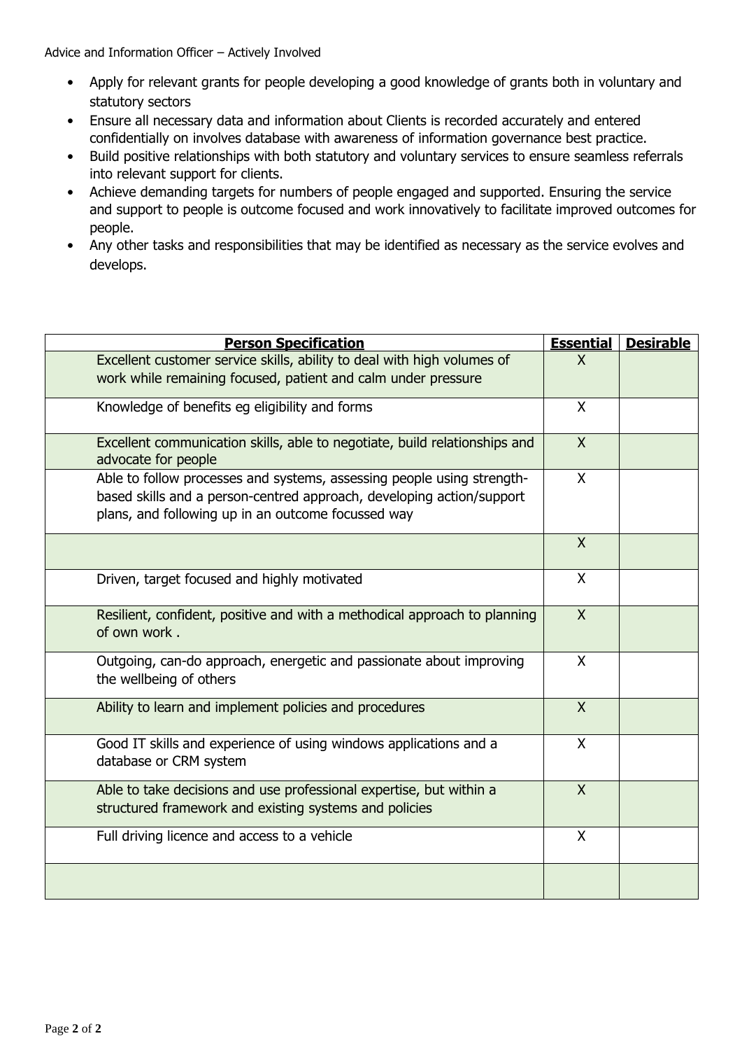- Apply for relevant grants for people developing a good knowledge of grants both in voluntary and statutory sectors
- Ensure all necessary data and information about Clients is recorded accurately and entered confidentially on involves database with awareness of information governance best practice.
- Build positive relationships with both statutory and voluntary services to ensure seamless referrals into relevant support for clients.
- Achieve demanding targets for numbers of people engaged and supported. Ensuring the service and support to people is outcome focused and work innovatively to facilitate improved outcomes for people.
- Any other tasks and responsibilities that may be identified as necessary as the service evolves and develops.

| **Person Specification** | **Essential** | **Desirable** |
|---|---|---|
| Excellent customer service skills, ability to deal with high volumes of work while remaining focused, patient and calm under pressure | X | |
| Knowledge of benefits eg eligibility and forms | X | |
| Excellent communication skills, able to negotiate, build relationships and advocate for people | X | |
| Able to follow processes and systems, assessing people using strength-based skills and a person-centred approach, developing action/support plans, and following up in an outcome focussed way | X | |
| | X | |
| Driven, target focused and highly motivated | X | |
| Resilient, confident, positive and with a methodical approach to planning of own work . | X | |
| Outgoing, can-do approach, energetic and passionate about improving the wellbeing of others | X | |
| Ability to learn and implement policies and procedures | X | |
| Good IT skills and experience of using windows applications and a database or CRM system | X | |
| Able to take decisions and use professional expertise, but within a structured framework and existing systems and policies | X | |
| Full driving licence and access to a vehicle | X | |
| | | |